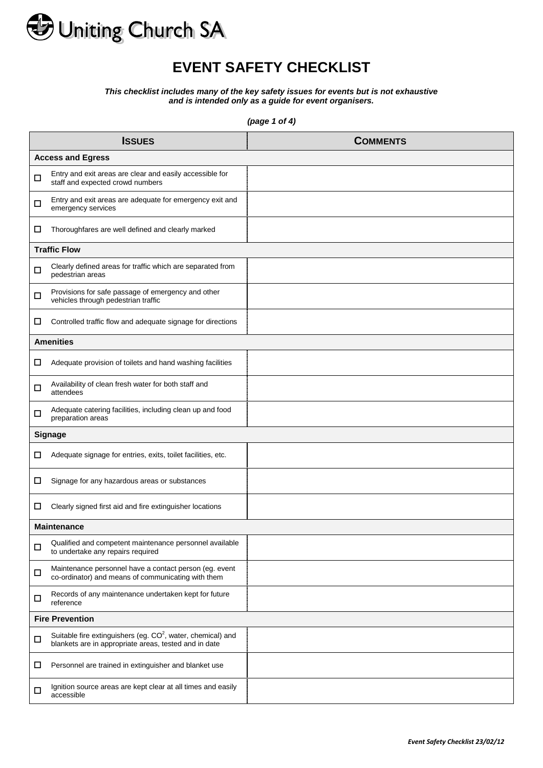Uniting Church SA

# EVENT SAFETY CHECKLIST

***This checklist includes many of the key safety issues for events but is not exhaustive and is intended only as a guide for event organisers.***

***(page 1 of 4)***

| ISSUES | COMMENTS |
|---|---|
| **Access and Egress** | |
| ☐ Entry and exit areas are clear and easily accessible for staff and expected crowd numbers | |
| ☐ Entry and exit areas are adequate for emergency exit and emergency services | |
| ☐ Thoroughfares are well defined and clearly marked | |
| **Traffic Flow** | |
| ☐ Clearly defined areas for traffic which are separated from pedestrian areas | |
| ☐ Provisions for safe passage of emergency and other vehicles through pedestrian traffic | |
| ☐ Controlled traffic flow and adequate signage for directions | |
| **Amenities** | |
| ☐ Adequate provision of toilets and hand washing facilities | |
| ☐ Availability of clean fresh water for both staff and attendees | |
| ☐ Adequate catering facilities, including clean up and food preparation areas | |
| **Signage** | |
| ☐ Adequate signage for entries, exits, toilet facilities, etc. | |
| ☐ Signage for any hazardous areas or substances | |
| ☐ Clearly signed first aid and fire extinguisher locations | |
| **Maintenance** | |
| ☐ Qualified and competent maintenance personnel available to undertake any repairs required | |
| ☐ Maintenance personnel have a contact person (eg. event co-ordinator) and means of communicating with them | |
| ☐ Records of any maintenance undertaken kept for future reference | |
| **Fire Prevention** | |
| ☐ Suitable fire extinguishers (eg. $CO^2$, water, chemical) and blankets are in appropriate areas, tested and in date | |
| ☐ Personnel are trained in extinguisher and blanket use | |
| ☐ Ignition source areas are kept clear at all times and easily accessible | |

*Event Safety Checklist 23/02/12*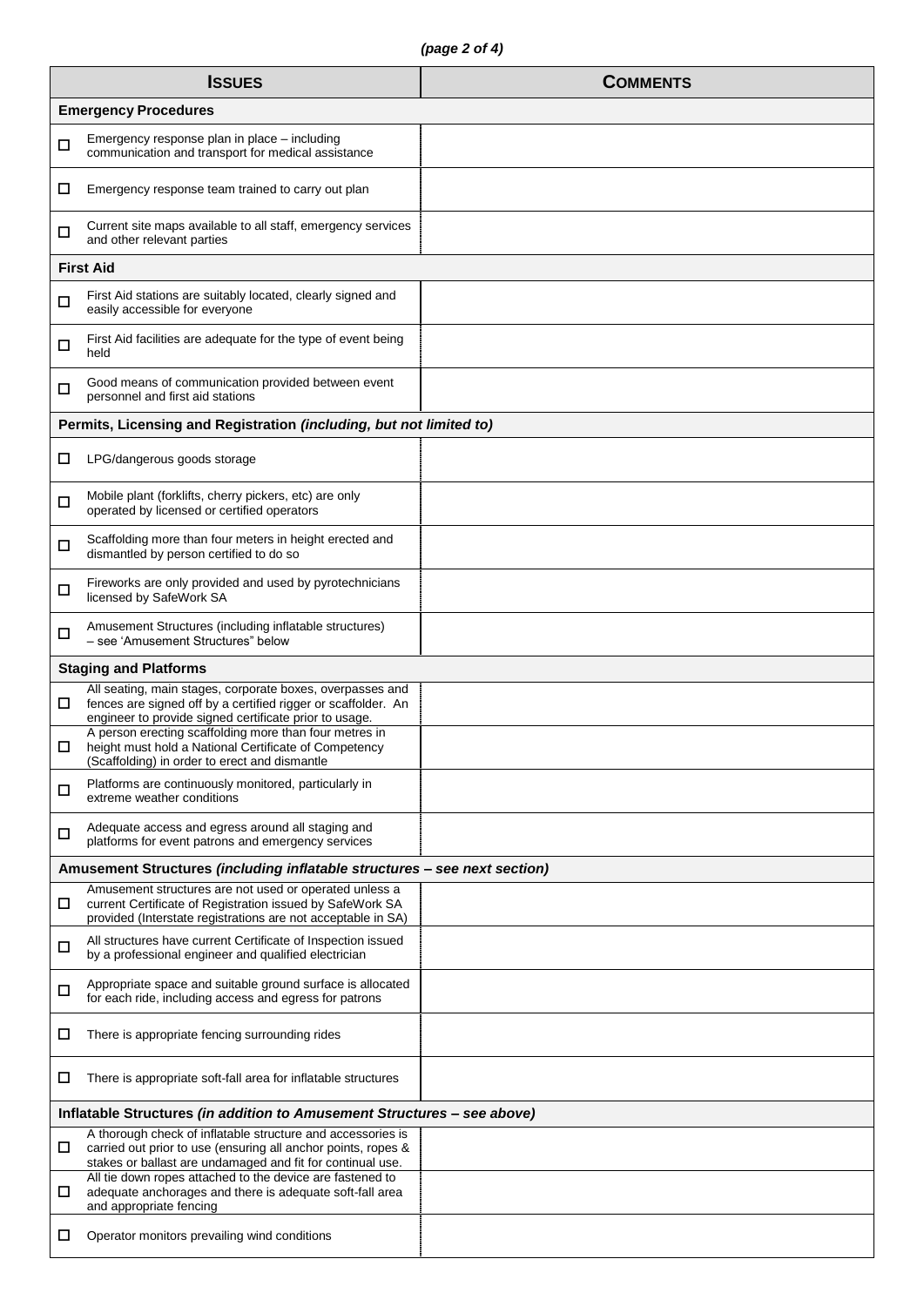| **ISSUES** | **COMMENTS** |
|---|---|
| **Emergency Procedures** | |
| ☐ Emergency response plan in place – including communication and transport for medical assistance | |
| ☐ Emergency response team trained to carry out plan | |
| ☐ Current site maps available to all staff, emergency services and other relevant parties | |
| **First Aid** | |
| ☐ First Aid stations are suitably located, clearly signed and easily accessible for everyone | |
| ☐ First Aid facilities are adequate for the type of event being held | |
| ☐ Good means of communication provided between event personnel and first aid stations | |
| **Permits, Licensing and Registration** ***(including, but not limited to)*** | |
| ☐ LPG/dangerous goods storage | |
| ☐ Mobile plant (forklifts, cherry pickers, etc) are only operated by licensed or certified operators | |
| ☐ Scaffolding more than four meters in height erected and dismantled by person certified to do so | |
| ☐ Fireworks are only provided and used by pyrotechnicians licensed by SafeWork SA | |
| ☐ Amusement Structures (including inflatable structures) – see 'Amusement Structures" below | |
| **Staging and Platforms** | |
| ☐ All seating, main stages, corporate boxes, overpasses and fences are signed off by a certified rigger or scaffolder. An engineer to provide signed certificate prior to usage. | |
| ☐ A person erecting scaffolding more than four metres in height must hold a National Certificate of Competency (Scaffolding) in order to erect and dismantle | |
| ☐ Platforms are continuously monitored, particularly in extreme weather conditions | |
| ☐ Adequate access and egress around all staging and platforms for event patrons and emergency services | |
| **Amusement Structures** ***(including inflatable structures – see next section)*** | |
| ☐ Amusement structures are not used or operated unless a current Certificate of Registration issued by SafeWork SA provided (Interstate registrations are not acceptable in SA) | |
| ☐ All structures have current Certificate of Inspection issued by a professional engineer and qualified electrician | |
| ☐ Appropriate space and suitable ground surface is allocated for each ride, including access and egress for patrons | |
| ☐ There is appropriate fencing surrounding rides | |
| ☐ There is appropriate soft-fall area for inflatable structures | |
| **Inflatable Structures** ***(in addition to Amusement Structures – see above)*** | |
| ☐ A thorough check of inflatable structure and accessories is carried out prior to use (ensuring all anchor points, ropes & stakes or ballast are undamaged and fit for continual use. | |
| ☐ All tie down ropes attached to the device are fastened to adequate anchorages and there is adequate soft-fall area and appropriate fencing | |
| ☐ Operator monitors prevailing wind conditions | |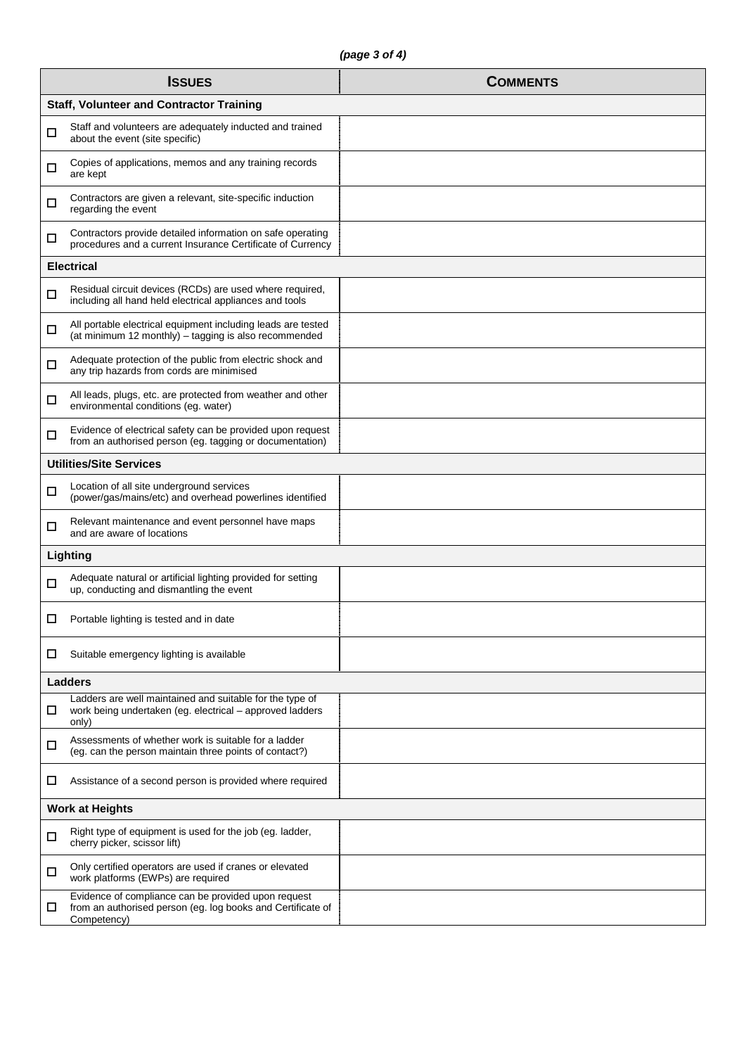| ISSUES | COMMENTS |
| --- | --- |
| **Staff, Volunteer and Contractor Training** | |
| ☐ Staff and volunteers are adequately inducted and trained about the event (site specific) | |
| ☐ Copies of applications, memos and any training records are kept | |
| ☐ Contractors are given a relevant, site-specific induction regarding the event | |
| ☐ Contractors provide detailed information on safe operating procedures and a current Insurance Certificate of Currency | |
| **Electrical** | |
| ☐ Residual circuit devices (RCDs) are used where required, including all hand held electrical appliances and tools | |
| ☐ All portable electrical equipment including leads are tested (at minimum 12 monthly) – tagging is also recommended | |
| ☐ Adequate protection of the public from electric shock and any trip hazards from cords are minimised | |
| ☐ All leads, plugs, etc. are protected from weather and other environmental conditions (eg. water) | |
| ☐ Evidence of electrical safety can be provided upon request from an authorised person (eg. tagging or documentation) | |
| **Utilities/Site Services** | |
| ☐ Location of all site underground services (power/gas/mains/etc) and overhead powerlines identified | |
| ☐ Relevant maintenance and event personnel have maps and are aware of locations | |
| **Lighting** | |
| ☐ Adequate natural or artificial lighting provided for setting up, conducting and dismantling the event | |
| ☐ Portable lighting is tested and in date | |
| ☐ Suitable emergency lighting is available | |
| **Ladders** | |
| ☐ Ladders are well maintained and suitable for the type of work being undertaken (eg. electrical – approved ladders only) | |
| ☐ Assessments of whether work is suitable for a ladder (eg. can the person maintain three points of contact?) | |
| ☐ Assistance of a second person is provided where required | |
| **Work at Heights** | |
| ☐ Right type of equipment is used for the job (eg. ladder, cherry picker, scissor lift) | |
| ☐ Only certified operators are used if cranes or elevated work platforms (EWPs) are required | |
| ☐ Evidence of compliance can be provided upon request from an authorised person (eg. log books and Certificate of Competency) | |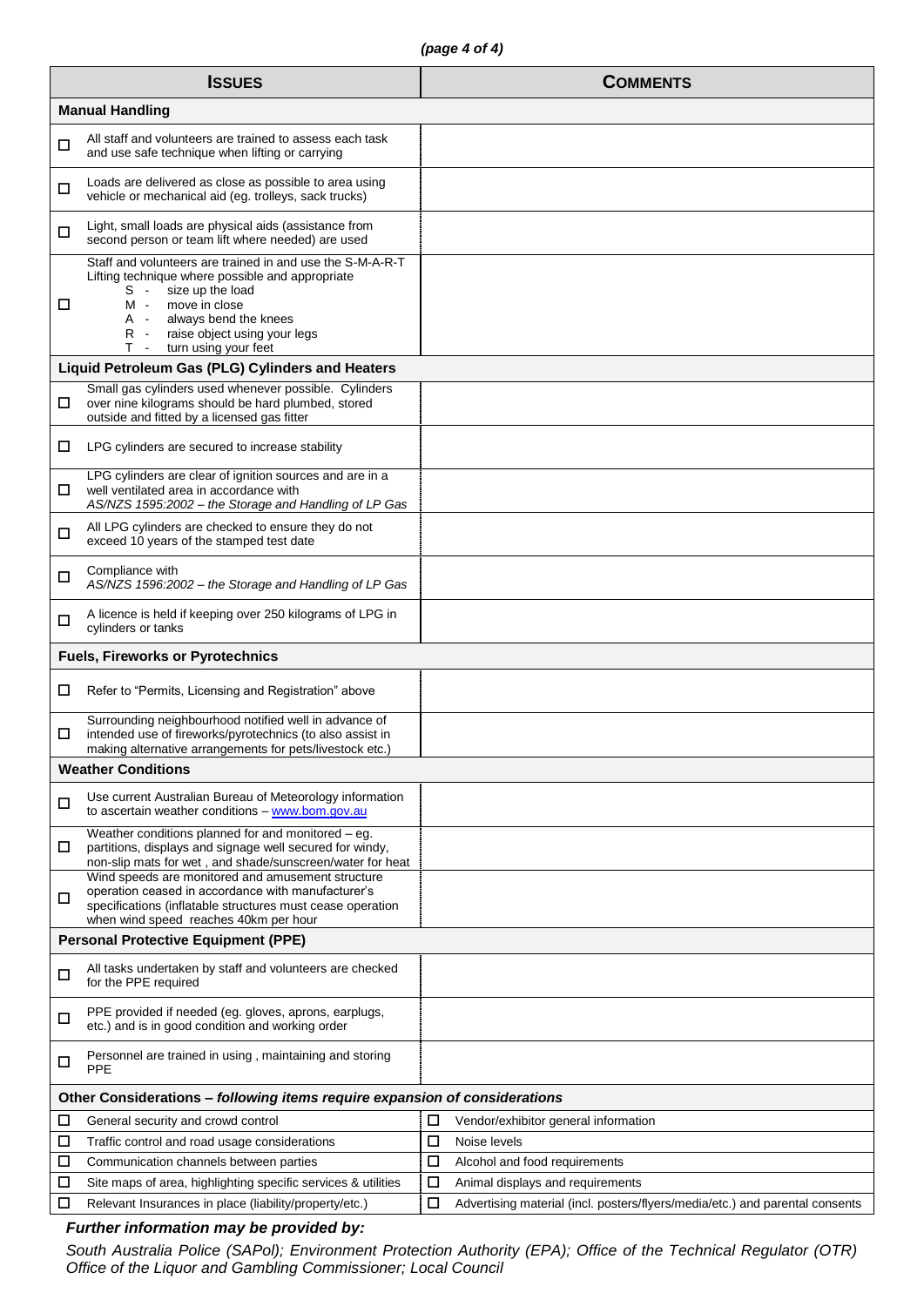| | **Issues** | **Comments** |
|---|---|---|
| **Manual Handling** | | |
| ☐ | All staff and volunteers are trained to assess each task and use safe technique when lifting or carrying | |
| ☐ | Loads are delivered as close as possible to area using vehicle or mechanical aid (eg. trolleys, sack trucks) | |
| ☐ | Light, small loads are physical aids (assistance from second person or team lift where needed) are used | |
| ☐ | Staff and volunteers are trained in and use the S-M-A-R-T Lifting technique where possible and appropriate<br>S - size up the load<br>M - move in close<br>A - always bend the knees<br>R - raise object using your legs<br>T - turn using your feet | |
| **Liquid Petroleum Gas (PLG) Cylinders and Heaters** | | |
| ☐ | Small gas cylinders used whenever possible. Cylinders over nine kilograms should be hard plumbed, stored outside and fitted by a licensed gas fitter | |
| ☐ | LPG cylinders are secured to increase stability | |
| ☐ | LPG cylinders are clear of ignition sources and are in a well ventilated area in accordance with *AS/NZS 1595:2002 – the Storage and Handling of LP Gas* | |
| ☐ | All LPG cylinders are checked to ensure they do not exceed 10 years of the stamped test date | |
| ☐ | Compliance with *AS/NZS 1596:2002 – the Storage and Handling of LP Gas* | |
| ☐ | A licence is held if keeping over 250 kilograms of LPG in cylinders or tanks | |
| **Fuels, Fireworks or Pyrotechnics** | | |
| ☐ | Refer to "Permits, Licensing and Registration" above | |
| ☐ | Surrounding neighbourhood notified well in advance of intended use of fireworks/pyrotechnics (to also assist in making alternative arrangements for pets/livestock etc.) | |
| **Weather Conditions** | | |
| ☐ | Use current Australian Bureau of Meteorology information to ascertain weather conditions – www.bom.gov.au | |
| ☐ | Weather conditions planned for and monitored – eg. partitions, displays and signage well secured for windy, non-slip mats for wet , and shade/sunscreen/water for heat | |
| ☐ | Wind speeds are monitored and amusement structure operation ceased in accordance with manufacturer's specifications (inflatable structures must cease operation when wind speed reaches 40km per hour | |
| **Personal Protective Equipment (PPE)** | | |
| ☐ | All tasks undertaken by staff and volunteers are checked for the PPE required | |
| ☐ | PPE provided if needed (eg. gloves, aprons, earplugs, etc.) and is in good condition and working order | |
| ☐ | Personnel are trained in using , maintaining and storing PPE | |

**Other Considerations – *following items require expansion of considerations***

| | | | |
|---|---|---|---|
| ☐ | General security and crowd control | ☐ | Vendor/exhibitor general information |
| ☐ | Traffic control and road usage considerations | ☐ | Noise levels |
| ☐ | Communication channels between parties | ☐ | Alcohol and food requirements |
| ☐ | Site maps of area, highlighting specific services & utilities | ☐ | Animal displays and requirements |
| ☐ | Relevant Insurances in place (liability/property/etc.) | ☐ | Advertising material (incl. posters/flyers/media/etc.) and parental consents |

***Further information may be provided by:***

*South Australia Police (SAPol); Environment Protection Authority (EPA); Office of the Technical Regulator (OTR) Office of the Liquor and Gambling Commissioner; Local Council*